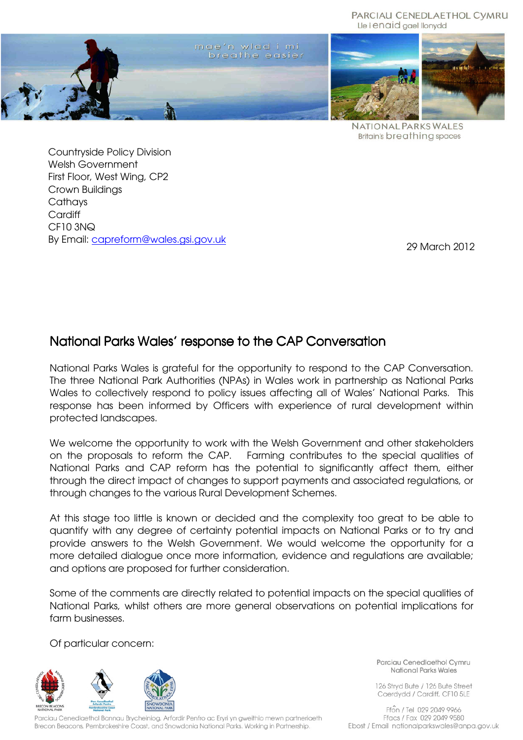PARCIAU CENEDLAETHOL CYMRU
Lle i enaid gael llonydd

mae'n wlad i mi
breathe easier

NATIONAL PARKS WALES
Britain's breathing spaces

Countryside Policy Division
Welsh Government
First Floor, West Wing, CP2
Crown Buildings
Cathays
Cardiff
CF10 3NQ
By Email: capreform@wales.gsi.gov.uk

29 March 2012

# National Parks Wales' response to the CAP Conversation

National Parks Wales is grateful for the opportunity to respond to the CAP Conversation. The three National Park Authorities (NPAs) in Wales work in partnership as National Parks Wales to collectively respond to policy issues affecting all of Wales' National Parks. This response has been informed by Officers with experience of rural development within protected landscapes.

We welcome the opportunity to work with the Welsh Government and other stakeholders on the proposals to reform the CAP. Farming contributes to the special qualities of National Parks and CAP reform has the potential to significantly affect them, either through the direct impact of changes to support payments and associated regulations, or through changes to the various Rural Development Schemes.

At this stage too little is known or decided and the complexity too great to be able to quantify with any degree of certainty potential impacts on National Parks or to try and provide answers to the Welsh Government. We would welcome the opportunity for a more detailed dialogue once more information, evidence and regulations are available; and options are proposed for further consideration.

Some of the comments are directly related to potential impacts on the special qualities of National Parks, whilst others are more general observations on potential implications for farm businesses.

Of particular concern:

Parciau Cenedlaethol Bannau Brycheiniog, Arfordir Penfro ac Eryri yn gweithio mewn partneriaeth
Brecon Beacons, Pembrokeshire Coast, and Snowdonia National Parks. Working in Partnership.

Parciau Cenedlaethol Cymru
National Parks Wales

126 Stryd Bute / 126 Bute Street
Caerdydd / Cardiff, CF10 5LE

Ffôn / Tel 029 2049 9966
Ffacs / Fax 029 2049 9580
Ebost / Email nationalparkswales@anpa.gov.uk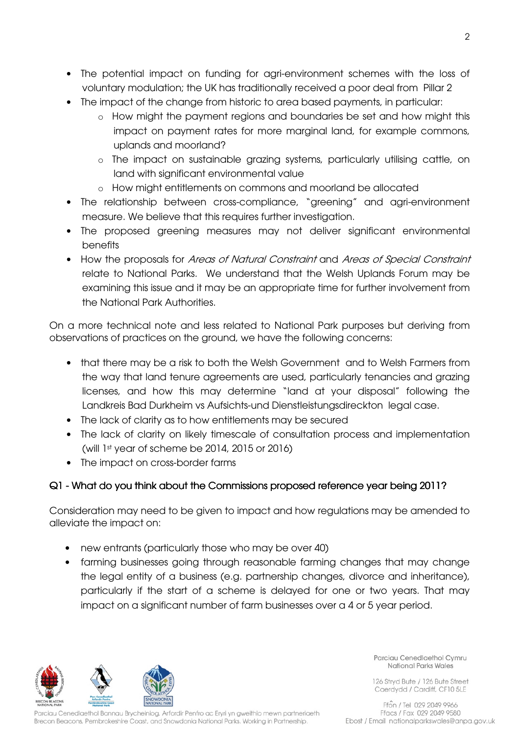- The potential impact on funding for agri-environment schemes with the loss of voluntary modulation; the UK has traditionally received a poor deal from Pillar 2
- The impact of the change from historic to area based payments, in particular:
  - How might the payment regions and boundaries be set and how might this impact on payment rates for more marginal land, for example commons, uplands and moorland?
  - The impact on sustainable grazing systems, particularly utilising cattle, on land with significant environmental value
  - How might entitlements on commons and moorland be allocated
- The relationship between cross-compliance, "greening" and agri-environment measure. We believe that this requires further investigation.
- The proposed greening measures may not deliver significant environmental benefits
- How the proposals for *Areas of Natural Constraint* and *Areas of Special Constraint* relate to National Parks. We understand that the Welsh Uplands Forum may be examining this issue and it may be an appropriate time for further involvement from the National Park Authorities.

On a more technical note and less related to National Park purposes but deriving from observations of practices on the ground, we have the following concerns:

- that there may be a risk to both the Welsh Government and to Welsh Farmers from the way that land tenure agreements are used, particularly tenancies and grazing licenses, and how this may determine "land at your disposal" following the Landkreis Bad Durkheim vs Aufsichts-und Dienstleistungsdireckton legal case.
- The lack of clarity as to how entitlements may be secured
- The lack of clarity on likely timescale of consultation process and implementation (will 1st year of scheme be 2014, 2015 or 2016)
- The impact on cross-border farms

## Q1 - What do you think about the Commissions proposed reference year being 2011?

Consideration may need to be given to impact and how regulations may be amended to alleviate the impact on:

- new entrants (particularly those who may be over 40)
- farming businesses going through reasonable farming changes that may change the legal entity of a business (e.g. partnership changes, divorce and inheritance), particularly if the start of a scheme is delayed for one or two years. That may impact on a significant number of farm businesses over a 4 or 5 year period.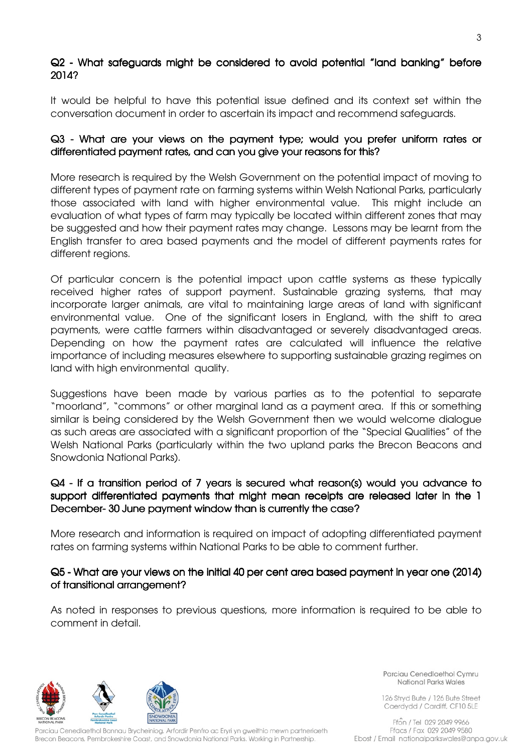**Q2 - What safeguards might be considered to avoid potential "land banking" before 2014?**

It would be helpful to have this potential issue defined and its context set within the conversation document in order to ascertain its impact and recommend safeguards.

**Q3 - What are your views on the payment type; would you prefer uniform rates or differentiated payment rates, and can you give your reasons for this?**

More research is required by the Welsh Government on the potential impact of moving to different types of payment rate on farming systems within Welsh National Parks, particularly those associated with land with higher environmental value. This might include an evaluation of what types of farm may typically be located within different zones that may be suggested and how their payment rates may change. Lessons may be learnt from the English transfer to area based payments and the model of different payments rates for different regions.

Of particular concern is the potential impact upon cattle systems as these typically received higher rates of support payment. Sustainable grazing systems, that may incorporate larger animals, are vital to maintaining large areas of land with significant environmental value. One of the significant losers in England, with the shift to area payments, were cattle farmers within disadvantaged or severely disadvantaged areas. Depending on how the payment rates are calculated will influence the relative importance of including measures elsewhere to supporting sustainable grazing regimes on land with high environmental quality.

Suggestions have been made by various parties as to the potential to separate "moorland", "commons" or other marginal land as a payment area. If this or something similar is being considered by the Welsh Government then we would welcome dialogue as such areas are associated with a significant proportion of the "Special Qualities" of the Welsh National Parks (particularly within the two upland parks the Brecon Beacons and Snowdonia National Parks).

**Q4 - If a transition period of 7 years is secured what reason(s) would you advance to support differentiated payments that might mean receipts are released later in the 1 December- 30 June payment window than is currently the case?**

More research and information is required on impact of adopting differentiated payment rates on farming systems within National Parks to be able to comment further.

**Q5 - What are your views on the initial 40 per cent area based payment in year one (2014) of transitional arrangement?**

As noted in responses to previous questions, more information is required to be able to comment in detail.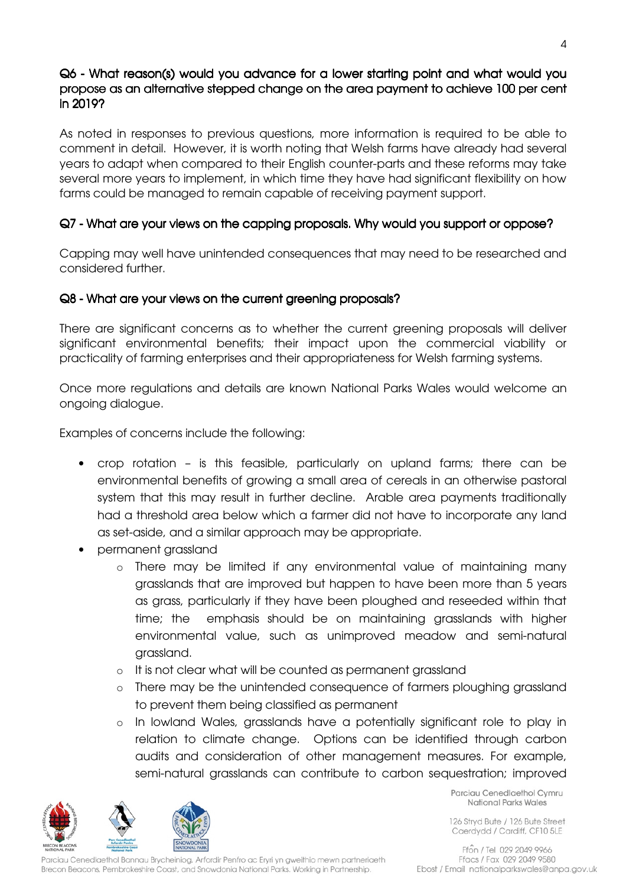**Q6 - What reason(s) would you advance for a lower starting point and what would you propose as an alternative stepped change on the area payment to achieve 100 per cent in 2019?**

As noted in responses to previous questions, more information is required to be able to comment in detail. However, it is worth noting that Welsh farms have already had several years to adapt when compared to their English counter-parts and these reforms may take several more years to implement, in which time they have had significant flexibility on how farms could be managed to remain capable of receiving payment support.

**Q7 - What are your views on the capping proposals. Why would you support or oppose?**

Capping may well have unintended consequences that may need to be researched and considered further.

**Q8 - What are your views on the current greening proposals?**

There are significant concerns as to whether the current greening proposals will deliver significant environmental benefits; their impact upon the commercial viability or practicality of farming enterprises and their appropriateness for Welsh farming systems.

Once more regulations and details are known National Parks Wales would welcome an ongoing dialogue.

Examples of concerns include the following:

- crop rotation – is this feasible, particularly on upland farms; there can be environmental benefits of growing a small area of cereals in an otherwise pastoral system that this may result in further decline. Arable area payments traditionally had a threshold area below which a farmer did not have to incorporate any land as set-aside, and a similar approach may be appropriate.
- permanent grassland
  - There may be limited if any environmental value of maintaining many grasslands that are improved but happen to have been more than 5 years as grass, particularly if they have been ploughed and reseeded within that time; the emphasis should be on maintaining grasslands with higher environmental value, such as unimproved meadow and semi-natural grassland.
  - It is not clear what will be counted as permanent grassland
  - There may be the unintended consequence of farmers ploughing grassland to prevent them being classified as permanent
  - In lowland Wales, grasslands have a potentially significant role to play in relation to climate change. Options can be identified through carbon audits and consideration of other management measures. For example, semi-natural grasslands can contribute to carbon sequestration; improved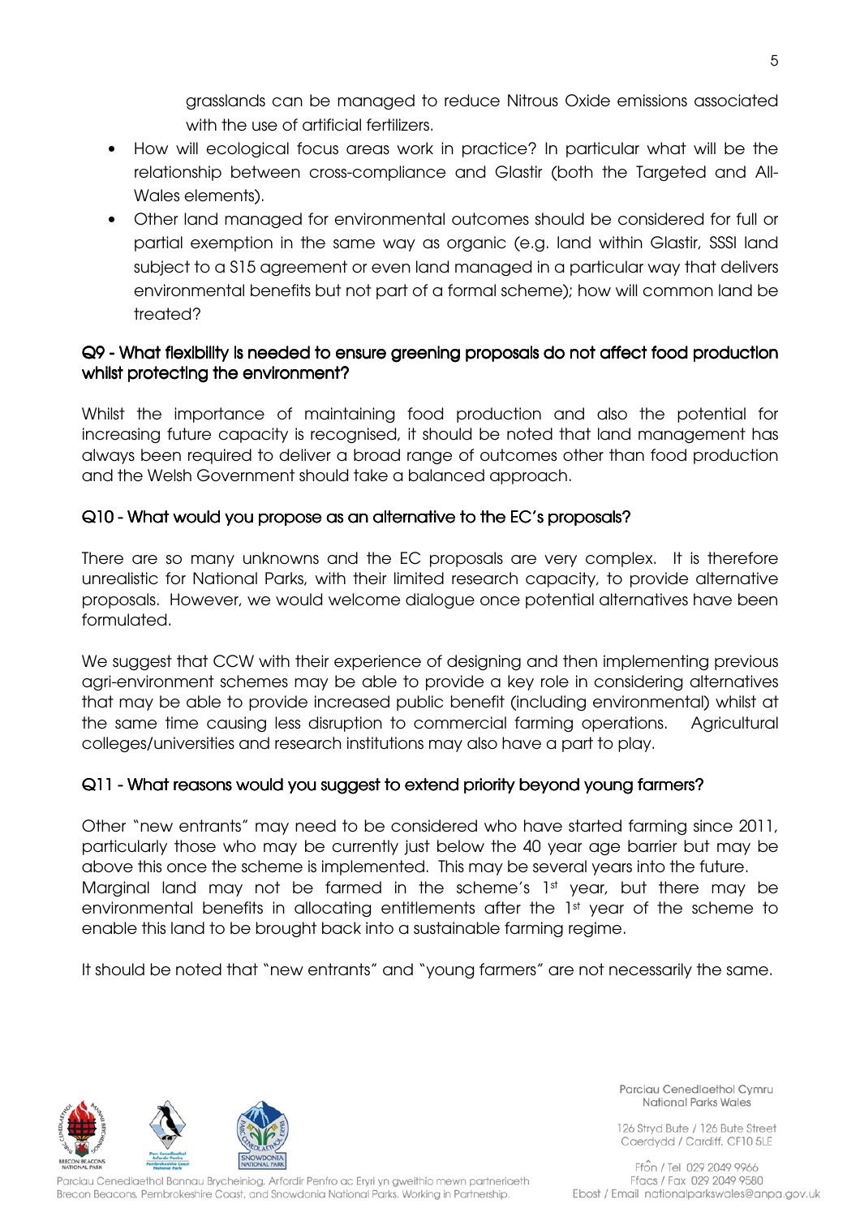grasslands can be managed to reduce Nitrous Oxide emissions associated with the use of artificial fertilizers.

- How will ecological focus areas work in practice? In particular what will be the relationship between cross-compliance and Glastir (both the Targeted and All-Wales elements).
- Other land managed for environmental outcomes should be considered for full or partial exemption in the same way as organic (e.g. land within Glastir, SSSI land subject to a S15 agreement or even land managed in a particular way that delivers environmental benefits but not part of a formal scheme); how will common land be treated?

## Q9 - What flexibility is needed to ensure greening proposals do not affect food production whilst protecting the environment?

Whilst the importance of maintaining food production and also the potential for increasing future capacity is recognised, it should be noted that land management has always been required to deliver a broad range of outcomes other than food production and the Welsh Government should take a balanced approach.

## Q10 - What would you propose as an alternative to the EC's proposals?

There are so many unknowns and the EC proposals are very complex. It is therefore unrealistic for National Parks, with their limited research capacity, to provide alternative proposals. However, we would welcome dialogue once potential alternatives have been formulated.

We suggest that CCW with their experience of designing and then implementing previous agri-environment schemes may be able to provide a key role in considering alternatives that may be able to provide increased public benefit (including environmental) whilst at the same time causing less disruption to commercial farming operations. Agricultural colleges/universities and research institutions may also have a part to play.

## Q11 - What reasons would you suggest to extend priority beyond young farmers?

Other "new entrants" may need to be considered who have started farming since 2011, particularly those who may be currently just below the 40 year age barrier but may be above this once the scheme is implemented. This may be several years into the future. Marginal land may not be farmed in the scheme's 1st year, but there may be environmental benefits in allocating entitlements after the 1st year of the scheme to enable this land to be brought back into a sustainable farming regime.

It should be noted that "new entrants" and "young farmers" are not necessarily the same.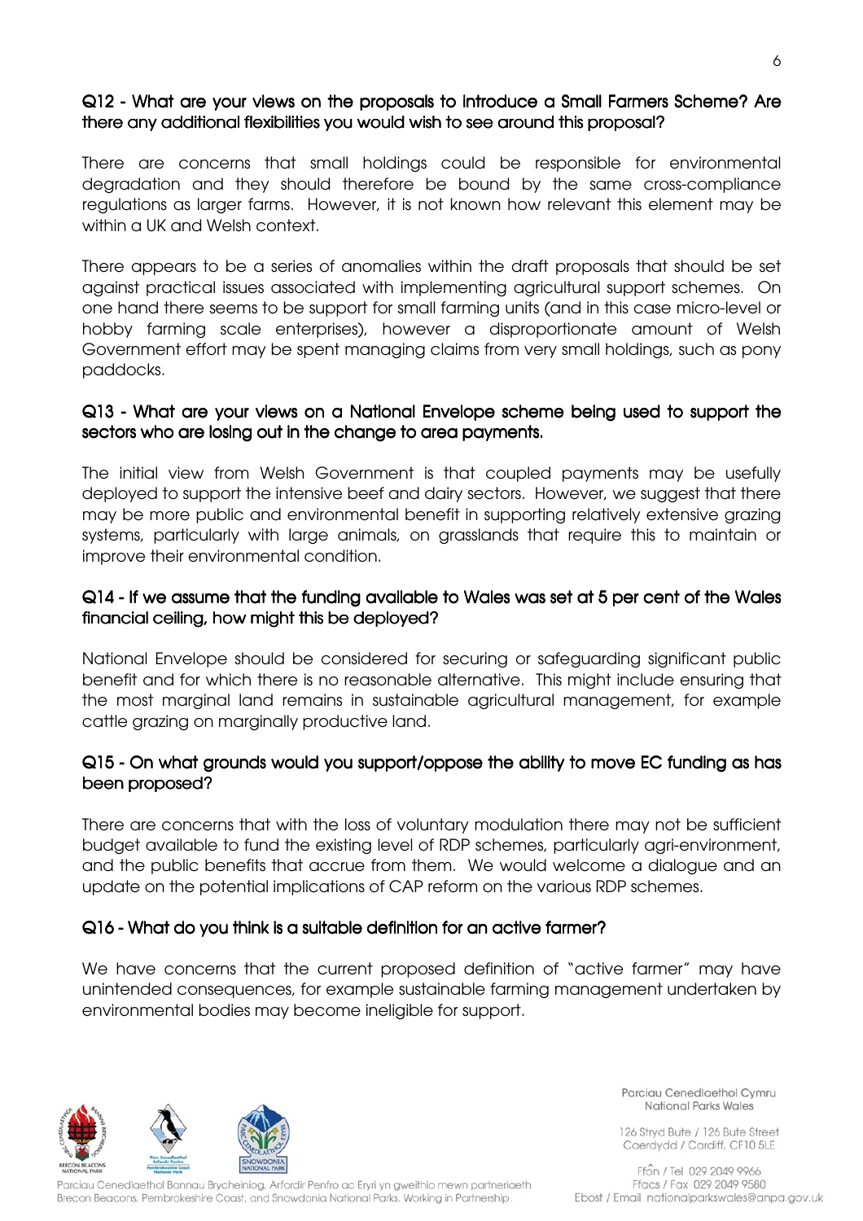**Q12 - What are your views on the proposals to introduce a Small Farmers Scheme? Are there any additional flexibilities you would wish to see around this proposal?**

There are concerns that small holdings could be responsible for environmental degradation and they should therefore be bound by the same cross-compliance regulations as larger farms. However, it is not known how relevant this element may be within a UK and Welsh context.

There appears to be a series of anomalies within the draft proposals that should be set against practical issues associated with implementing agricultural support schemes. On one hand there seems to be support for small farming units (and in this case micro-level or hobby farming scale enterprises), however a disproportionate amount of Welsh Government effort may be spent managing claims from very small holdings, such as pony paddocks.

**Q13 - What are your views on a National Envelope scheme being used to support the sectors who are losing out in the change to area payments.**

The initial view from Welsh Government is that coupled payments may be usefully deployed to support the intensive beef and dairy sectors. However, we suggest that there may be more public and environmental benefit in supporting relatively extensive grazing systems, particularly with large animals, on grasslands that require this to maintain or improve their environmental condition.

**Q14 - If we assume that the funding available to Wales was set at 5 per cent of the Wales financial ceiling, how might this be deployed?**

National Envelope should be considered for securing or safeguarding significant public benefit and for which there is no reasonable alternative. This might include ensuring that the most marginal land remains in sustainable agricultural management, for example cattle grazing on marginally productive land.

**Q15 - On what grounds would you support/oppose the ability to move EC funding as has been proposed?**

There are concerns that with the loss of voluntary modulation there may not be sufficient budget available to fund the existing level of RDP schemes, particularly agri-environment, and the public benefits that accrue from them. We would welcome a dialogue and an update on the potential implications of CAP reform on the various RDP schemes.

**Q16 - What do you think is a suitable definition for an active farmer?**

We have concerns that the current proposed definition of "active farmer" may have unintended consequences, for example sustainable farming management undertaken by environmental bodies may become ineligible for support.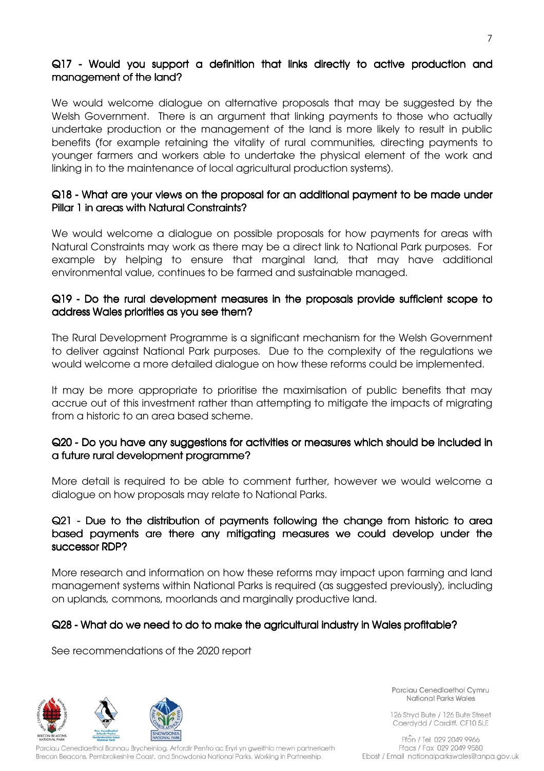## Q17 - Would you support a definition that links directly to active production and management of the land?

We would welcome dialogue on alternative proposals that may be suggested by the Welsh Government. There is an argument that linking payments to those who actually undertake production or the management of the land is more likely to result in public benefits (for example retaining the vitality of rural communities, directing payments to younger farmers and workers able to undertake the physical element of the work and linking in to the maintenance of local agricultural production systems).

## Q18 - What are your views on the proposal for an additional payment to be made under Pillar 1 in areas with Natural Constraints?

We would welcome a dialogue on possible proposals for how payments for areas with Natural Constraints may work as there may be a direct link to National Park purposes. For example by helping to ensure that marginal land, that may have additional environmental value, continues to be farmed and sustainable managed.

## Q19 - Do the rural development measures in the proposals provide sufficient scope to address Wales priorities as you see them?

The Rural Development Programme is a significant mechanism for the Welsh Government to deliver against National Park purposes. Due to the complexity of the regulations we would welcome a more detailed dialogue on how these reforms could be implemented.

It may be more appropriate to prioritise the maximisation of public benefits that may accrue out of this investment rather than attempting to mitigate the impacts of migrating from a historic to an area based scheme.

## Q20 - Do you have any suggestions for activities or measures which should be included in a future rural development programme?

More detail is required to be able to comment further, however we would welcome a dialogue on how proposals may relate to National Parks.

## Q21 - Due to the distribution of payments following the change from historic to area based payments are there any mitigating measures we could develop under the successor RDP?

More research and information on how these reforms may impact upon farming and land management systems within National Parks is required (as suggested previously), including on uplands, commons, moorlands and marginally productive land.

## Q28 - What do we need to do to make the agricultural industry in Wales profitable?

See recommendations of the 2020 report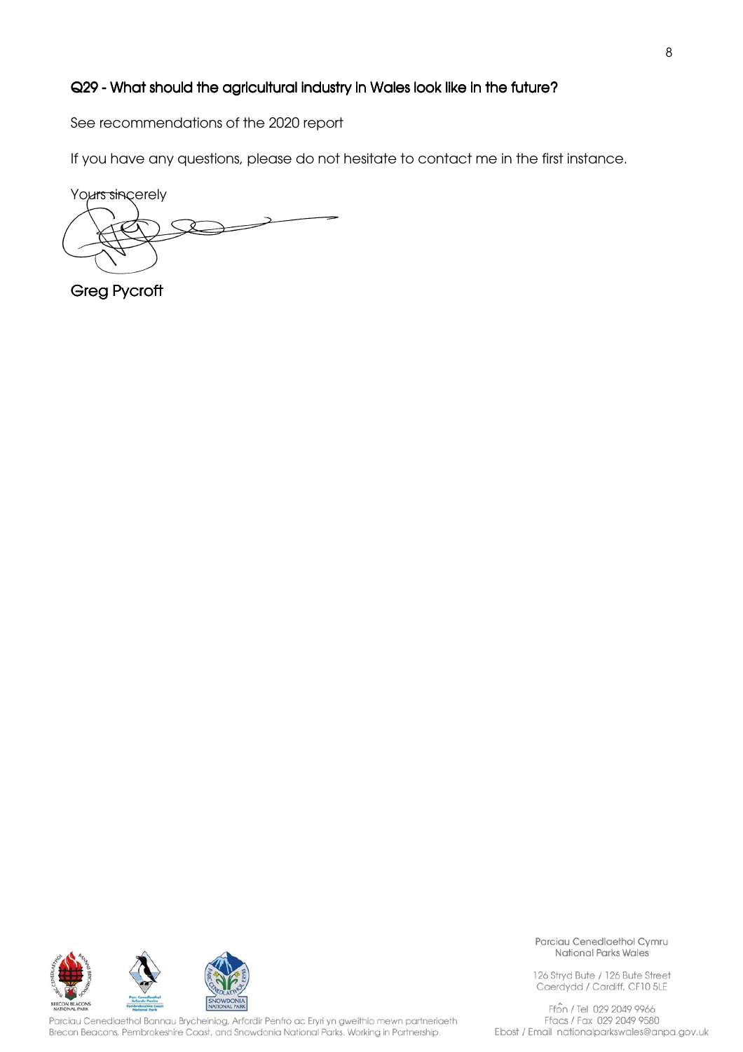**Q29 - What should the agricultural industry in Wales look like in the future?**

See recommendations of the 2020 report

If you have any questions, please do not hesitate to contact me in the first instance.

Yours sincerely

Greg Pycroft

Parciau Cenedlaethol Bannau Brycheiniog, Arfordir Penfro ac Eryri yn gweithio mewn partneriaeth
Brecon Beacons, Pembrokeshire Coast, and Snowdonia National Parks. Working in Partnership.

Parciau Cenedlaethol Cymru
National Parks Wales

126 Stryd Bute / 126 Bute Street
Caerdydd / Cardiff, CF10 5LE

Ffôn / Tel 029 2049 9966
Ffacs / Fax 029 2049 9580
Ebost / Email nationalparkswales@anpa.gov.uk